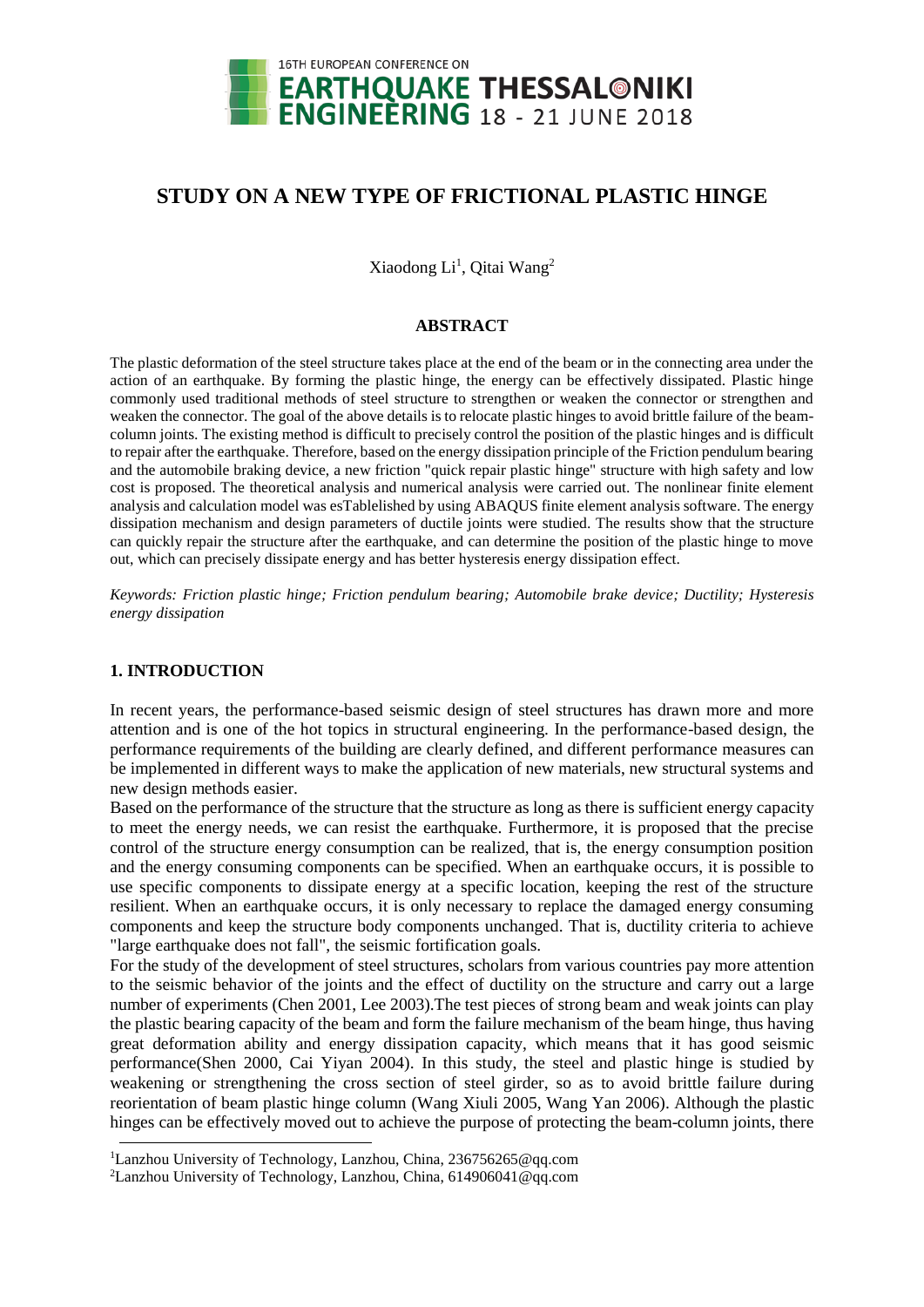# STUDY ON A NEW TYPE OF FRICTIONAL PLASTIC HINGE

Xiaodong Li[1], Qitai Wang[2]

## ABSTRACT

The plastic deformation of the steel structure takes place at the end of the beam or in the connecting area under the action of an earthquake. By forming the plastic hinge, the energy can be effectively dissipated. Plastic hinge commonly used traditional methods of steel structure to strengthen or weaken the connector or strengthen and weaken the connector. The goal of the above details is to relocate plastic hinges to avoid brittle failure of the beam-column joints. The existing method is difficult to precisely control the position of the plastic hinges and is difficult to repair after the earthquake. Therefore, based on the energy dissipation principle of the Friction pendulum bearing and the automobile braking device, a new friction "quick repair plastic hinge" structure with high safety and low cost is proposed. The theoretical analysis and numerical analysis were carried out. The nonlinear finite element analysis and calculation model was esTablelished by using ABAQUS finite element analysis software. The energy dissipation mechanism and design parameters of ductile joints were studied. The results show that the structure can quickly repair the structure after the earthquake, and can determine the position of the plastic hinge to move out, which can precisely dissipate energy and has better hysteresis energy dissipation effect.

*Keywords: Friction plastic hinge; Friction pendulum bearing; Automobile brake device; Ductility; Hysteresis energy dissipation*

## 1. INTRODUCTION

In recent years, the performance-based seismic design of steel structures has drawn more and more attention and is one of the hot topics in structural engineering. In the performance-based design, the performance requirements of the building are clearly defined, and different performance measures can be implemented in different ways to make the application of new materials, new structural systems and new design methods easier.

Based on the performance of the structure that the structure as long as there is sufficient energy capacity to meet the energy needs, we can resist the earthquake. Furthermore, it is proposed that the precise control of the structure energy consumption can be realized, that is, the energy consumption position and the energy consuming components can be specified. When an earthquake occurs, it is possible to use specific components to dissipate energy at a specific location, keeping the rest of the structure resilient. When an earthquake occurs, it is only necessary to replace the damaged energy consuming components and keep the structure body components unchanged. That is, ductility criteria to achieve "large earthquake does not fall", the seismic fortification goals.

For the study of the development of steel structures, scholars from various countries pay more attention to the seismic behavior of the joints and the effect of ductility on the structure and carry out a large number of experiments (Chen 2001, Lee 2003).The test pieces of strong beam and weak joints can play the plastic bearing capacity of the beam and form the failure mechanism of the beam hinge, thus having great deformation ability and energy dissipation capacity, which means that it has good seismic performance(Shen 2000, Cai Yiyan 2004). In this study, the steel and plastic hinge is studied by weakening or strengthening the cross section of steel girder, so as to avoid brittle failure during reorientation of beam plastic hinge column (Wang Xiuli 2005, Wang Yan 2006). Although the plastic hinges can be effectively moved out to achieve the purpose of protecting the beam-column joints, there

[1]Lanzhou University of Technology, Lanzhou, China, 236756265@qq.com

[2]Lanzhou University of Technology, Lanzhou, China, 614906041@qq.com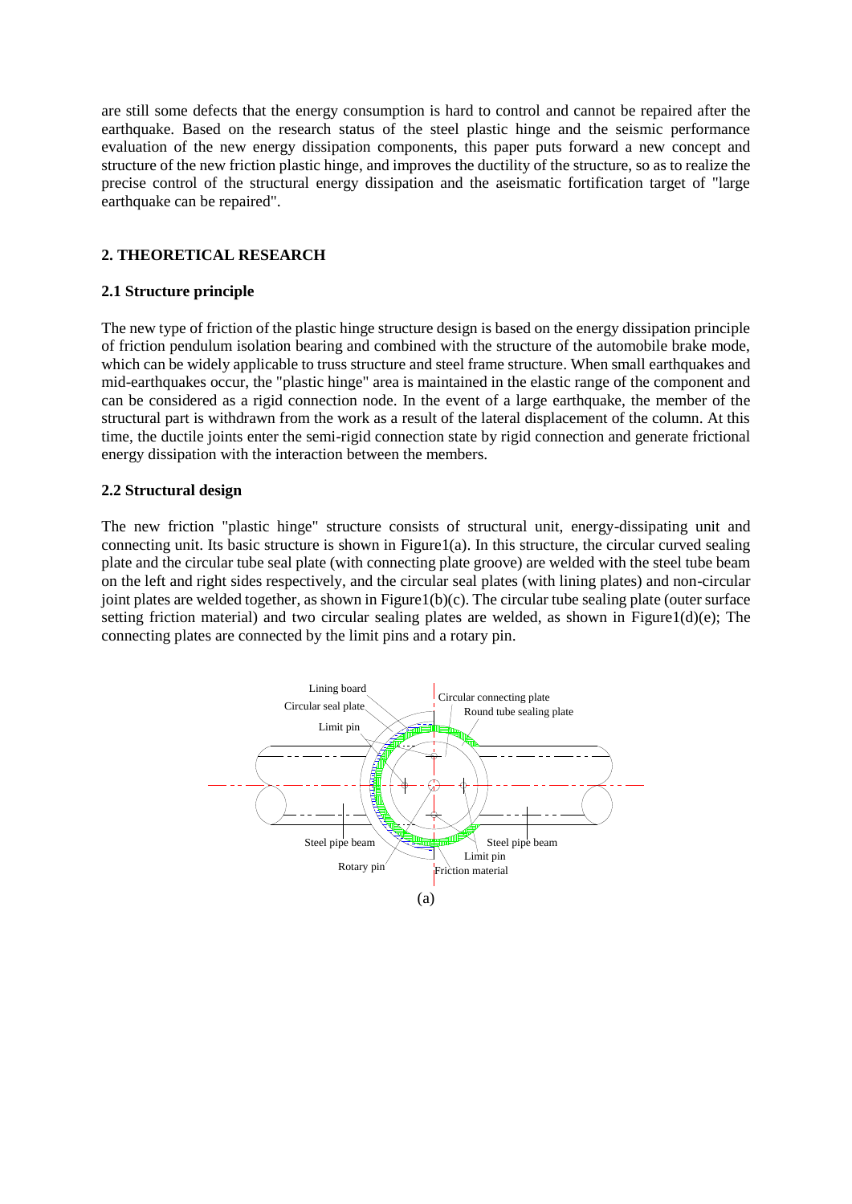are still some defects that the energy consumption is hard to control and cannot be repaired after the earthquake. Based on the research status of the steel plastic hinge and the seismic performance evaluation of the new energy dissipation components, this paper puts forward a new concept and structure of the new friction plastic hinge, and improves the ductility of the structure, so as to realize the precise control of the structural energy dissipation and the aseismatic fortification target of "large earthquake can be repaired".

## 2. THEORETICAL RESEARCH

### 2.1 Structure principle

The new type of friction of the plastic hinge structure design is based on the energy dissipation principle of friction pendulum isolation bearing and combined with the structure of the automobile brake mode, which can be widely applicable to truss structure and steel frame structure. When small earthquakes and mid-earthquakes occur, the "plastic hinge" area is maintained in the elastic range of the component and can be considered as a rigid connection node. In the event of a large earthquake, the member of the structural part is withdrawn from the work as a result of the lateral displacement of the column. At this time, the ductile joints enter the semi-rigid connection state by rigid connection and generate frictional energy dissipation with the interaction between the members.

### 2.2 Structural design

The new friction "plastic hinge" structure consists of structural unit, energy-dissipating unit and connecting unit. Its basic structure is shown in Figure1(a). In this structure, the circular curved sealing plate and the circular tube seal plate (with connecting plate groove) are welded with the steel tube beam on the left and right sides respectively, and the circular seal plates (with lining plates) and non-circular joint plates are welded together, as shown in Figure1(b)(c). The circular tube sealing plate (outer surface setting friction material) and two circular sealing plates are welded, as shown in Figure1(d)(e); The connecting plates are connected by the limit pins and a rotary pin.

Lining board
Circular seal plate
Limit pin
Circular connecting plate
Round tube sealing plate
Steel pipe beam
Rotary pin
Steel pipe beam
Limit pin
Friction material

(a)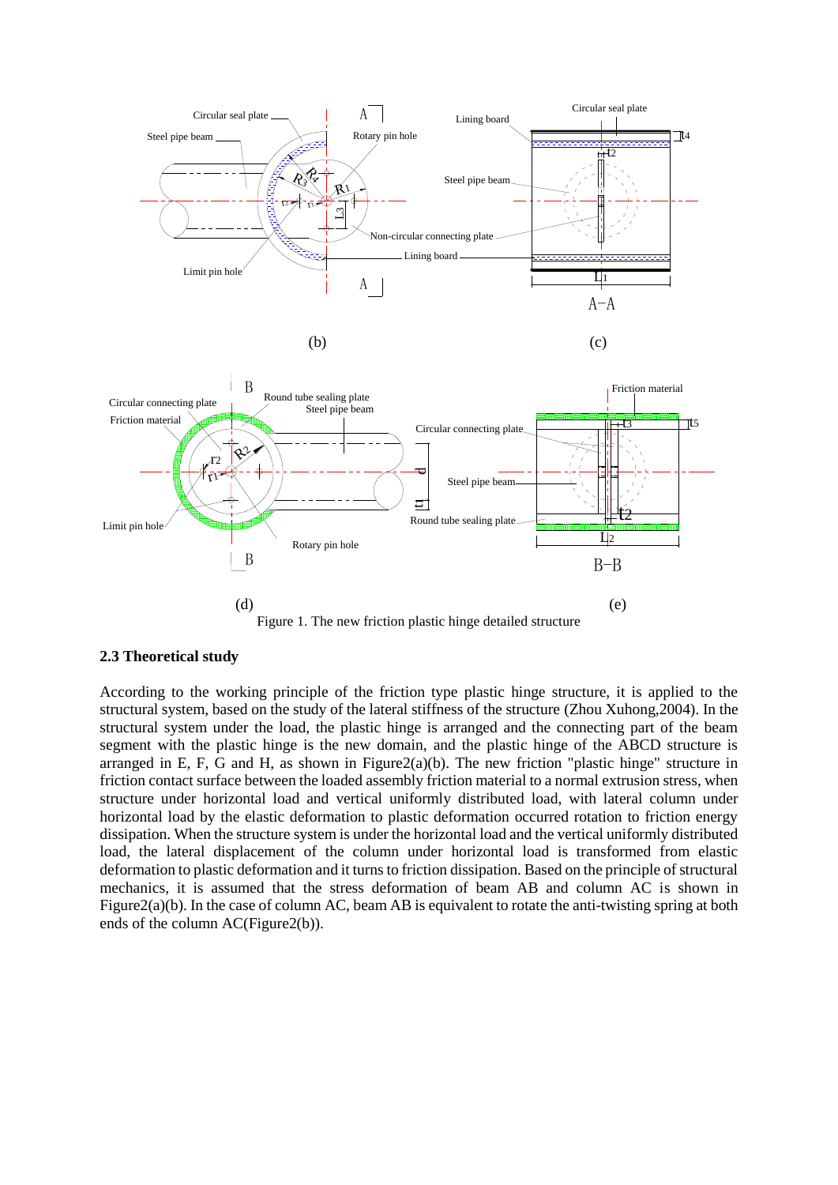Figure 1. The new friction plastic hinge detailed structure

### 2.3 Theoretical study

According to the working principle of the friction type plastic hinge structure, it is applied to the structural system, based on the study of the lateral stiffness of the structure (Zhou Xuhong,2004). In the structural system under the load, the plastic hinge is arranged and the connecting part of the beam segment with the plastic hinge is the new domain, and the plastic hinge of the ABCD structure is arranged in E, F, G and H, as shown in Figure2(a)(b). The new friction "plastic hinge" structure in friction contact surface between the loaded assembly friction material to a normal extrusion stress, when structure under horizontal load and vertical uniformly distributed load, with lateral column under horizontal load by the elastic deformation to plastic deformation occurred rotation to friction energy dissipation. When the structure system is under the horizontal load and the vertical uniformly distributed load, the lateral displacement of the column under horizontal load is transformed from elastic deformation to plastic deformation and it turns to friction dissipation. Based on the principle of structural mechanics, it is assumed that the stress deformation of beam AB and column AC is shown in Figure2(a)(b). In the case of column AC, beam AB is equivalent to rotate the anti-twisting spring at both ends of the column AC(Figure2(b)).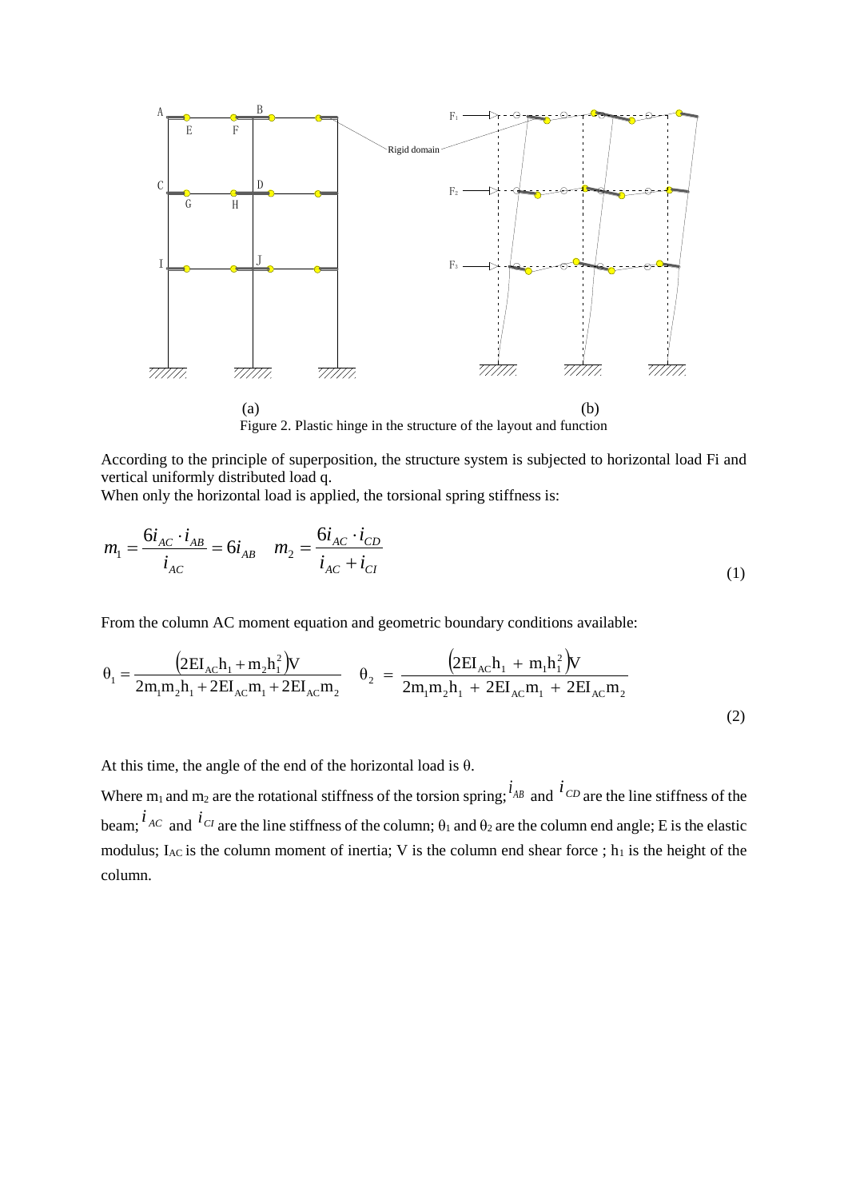(a) (b)

Figure 2. Plastic hinge in the structure of the layout and function

According to the principle of superposition, the structure system is subjected to horizontal load Fi and vertical uniformly distributed load q.

When only the horizontal load is applied, the torsional spring stiffness is:

$$m_1 = \frac{6i_{AC} \cdot i_{AB}}{i_{AC}} = 6i_{AB} \quad m_2 = \frac{6i_{AC} \cdot i_{CD}}{i_{AC} + i_{CI}} \tag{1}$$

From the column AC moment equation and geometric boundary conditions available:

$$\theta_1 = \frac{\left(2EI_{AC}h_1 + m_2h_1^2\right)V}{2m_1m_2h_1 + 2EI_{AC}m_1 + 2EI_{AC}m_2} \quad \theta_2 = \frac{\left(2EI_{AC}h_1 + m_1h_1^2\right)V}{2m_1m_2h_1 + 2EI_{AC}m_1 + 2EI_{AC}m_2} \tag{2}$$

At this time, the angle of the end of the horizontal load is θ.

Where $m_1$ and $m_2$ are the rotational stiffness of the torsion spring; $i_{AB}$ and $i_{CD}$ are the line stiffness of the beam; $i_{AC}$ and $i_{CI}$ are the line stiffness of the column; $\theta_1$ and $\theta_2$ are the column end angle; E is the elastic modulus; $I_{AC}$ is the column moment of inertia; V is the column end shear force ; $h_1$ is the height of the column.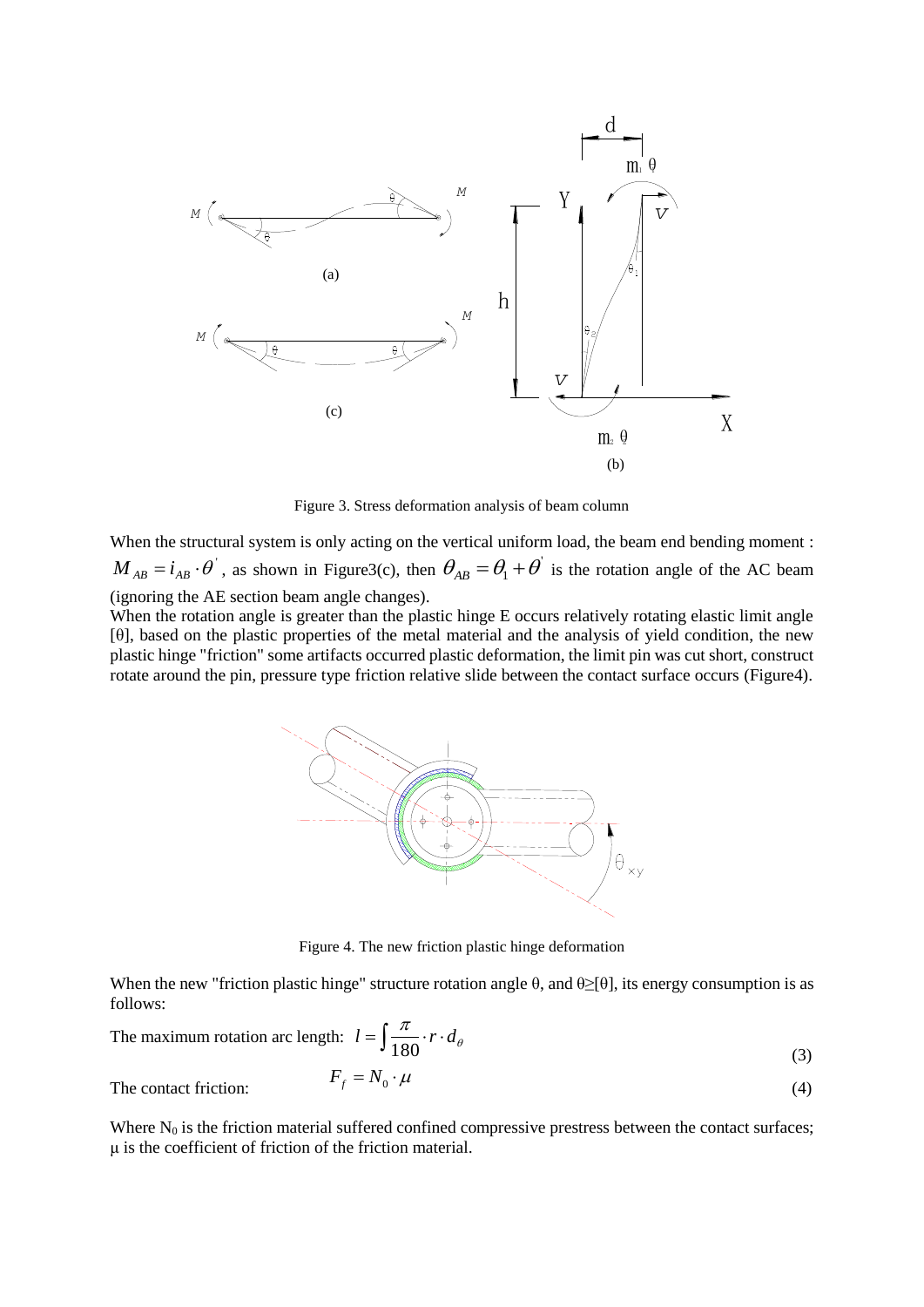Figure 3. Stress deformation analysis of beam column

When the structural system is only acting on the vertical uniform load, the beam end bending moment : $M_{AB} = i_{AB} \cdot \theta'$, as shown in Figure3(c), then $\theta_{AB} = \theta_1 + \theta'$ is the rotation angle of the AC beam (ignoring the AE section beam angle changes).

When the rotation angle is greater than the plastic hinge E occurs relatively rotating elastic limit angle [θ], based on the plastic properties of the metal material and the analysis of yield condition, the new plastic hinge "friction" some artifacts occurred plastic deformation, the limit pin was cut short, construct rotate around the pin, pressure type friction relative slide between the contact surface occurs (Figure4).

Figure 4. The new friction plastic hinge deformation

When the new "friction plastic hinge" structure rotation angle θ, and θ≥[θ], its energy consumption is as follows:

The maximum rotation arc length:

$$l = \int \frac{\pi}{180} \cdot r \cdot d_{\theta} \tag{3}$$

The contact friction:

$$F_f = N_0 \cdot \mu \tag{4}$$

Where $N_0$ is the friction material suffered confined compressive prestress between the contact surfaces; $\mu$ is the coefficient of friction of the friction material.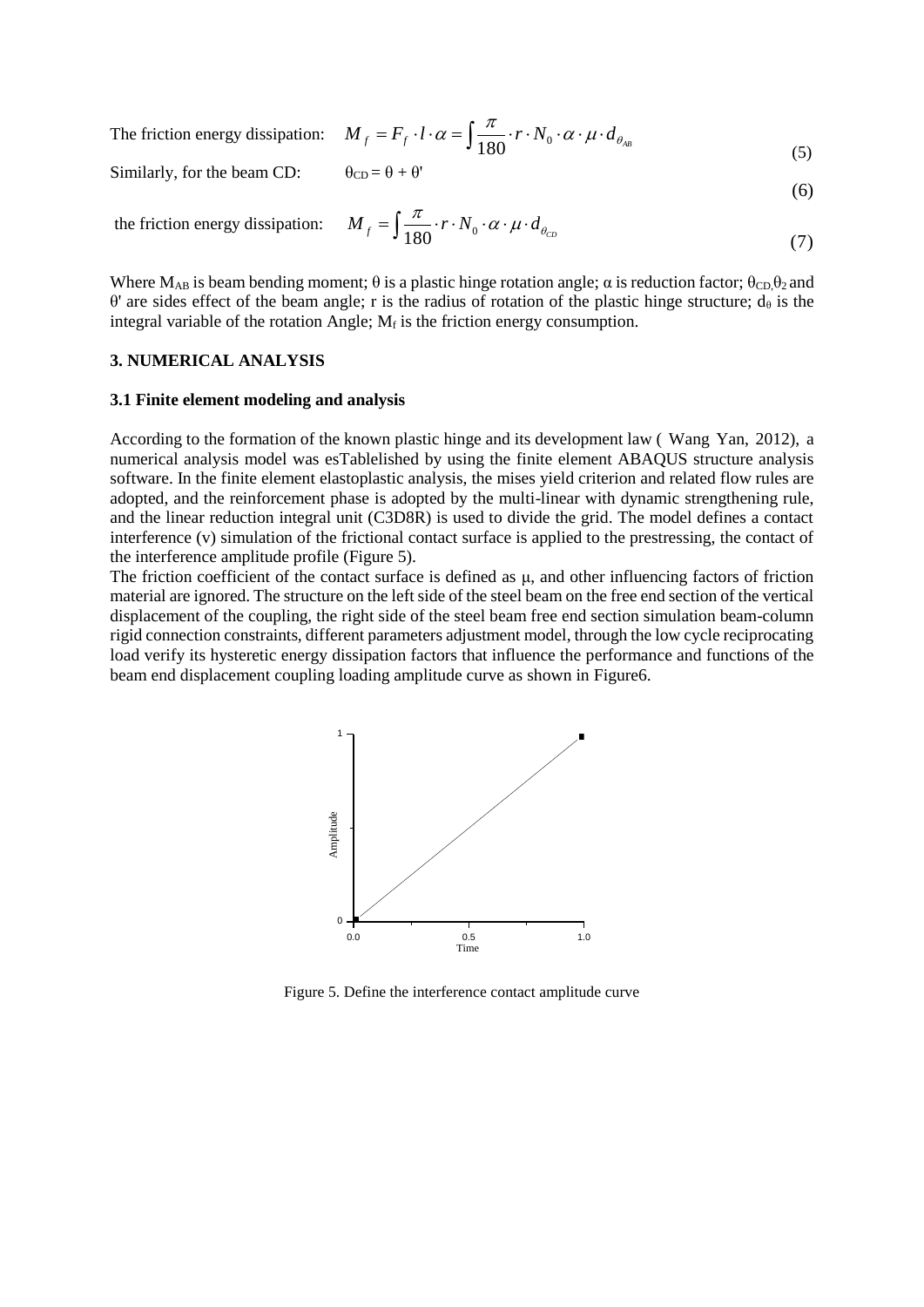The friction energy dissipation: $M_f = F_f \cdot l \cdot \alpha = \int \frac{\pi}{180} \cdot r \cdot N_0 \cdot \alpha \cdot \mu \cdot d_{\theta_{AB}}$ (5)

Similarly, for the beam CD: $\theta_{CD} = \theta + \theta'$ (6)

the friction energy dissipation: $M_f = \int \frac{\pi}{180} \cdot r \cdot N_0 \cdot \alpha \cdot \mu \cdot d_{\theta_{CD}}$ (7)

Where $M_{AB}$ is beam bending moment; $\theta$ is a plastic hinge rotation angle; $\alpha$ is reduction factor; $\theta_{CD}$, $\theta_2$ and $\theta'$ are sides effect of the beam angle; r is the radius of rotation of the plastic hinge structure; $d_\theta$ is the integral variable of the rotation Angle; $M_f$ is the friction energy consumption.

## 3. NUMERICAL ANALYSIS

### 3.1 Finite element modeling and analysis

According to the formation of the known plastic hinge and its development law ( Wang Yan, 2012), a numerical analysis model was esTablelished by using the finite element ABAQUS structure analysis software. In the finite element elastoplastic analysis, the mises yield criterion and related flow rules are adopted, and the reinforcement phase is adopted by the multi-linear with dynamic strengthening rule, and the linear reduction integral unit (C3D8R) is used to divide the grid. The model defines a contact interference (v) simulation of the frictional contact surface is applied to the prestressing, the contact of the interference amplitude profile (Figure 5).

The friction coefficient of the contact surface is defined as μ, and other influencing factors of friction material are ignored. The structure on the left side of the steel beam on the free end section of the vertical displacement of the coupling, the right side of the steel beam free end section simulation beam-column rigid connection constraints, different parameters adjustment model, through the low cycle reciprocating load verify its hysteretic energy dissipation factors that influence the performance and functions of the beam end displacement coupling loading amplitude curve as shown in Figure6.

Figure 5. Define the interference contact amplitude curve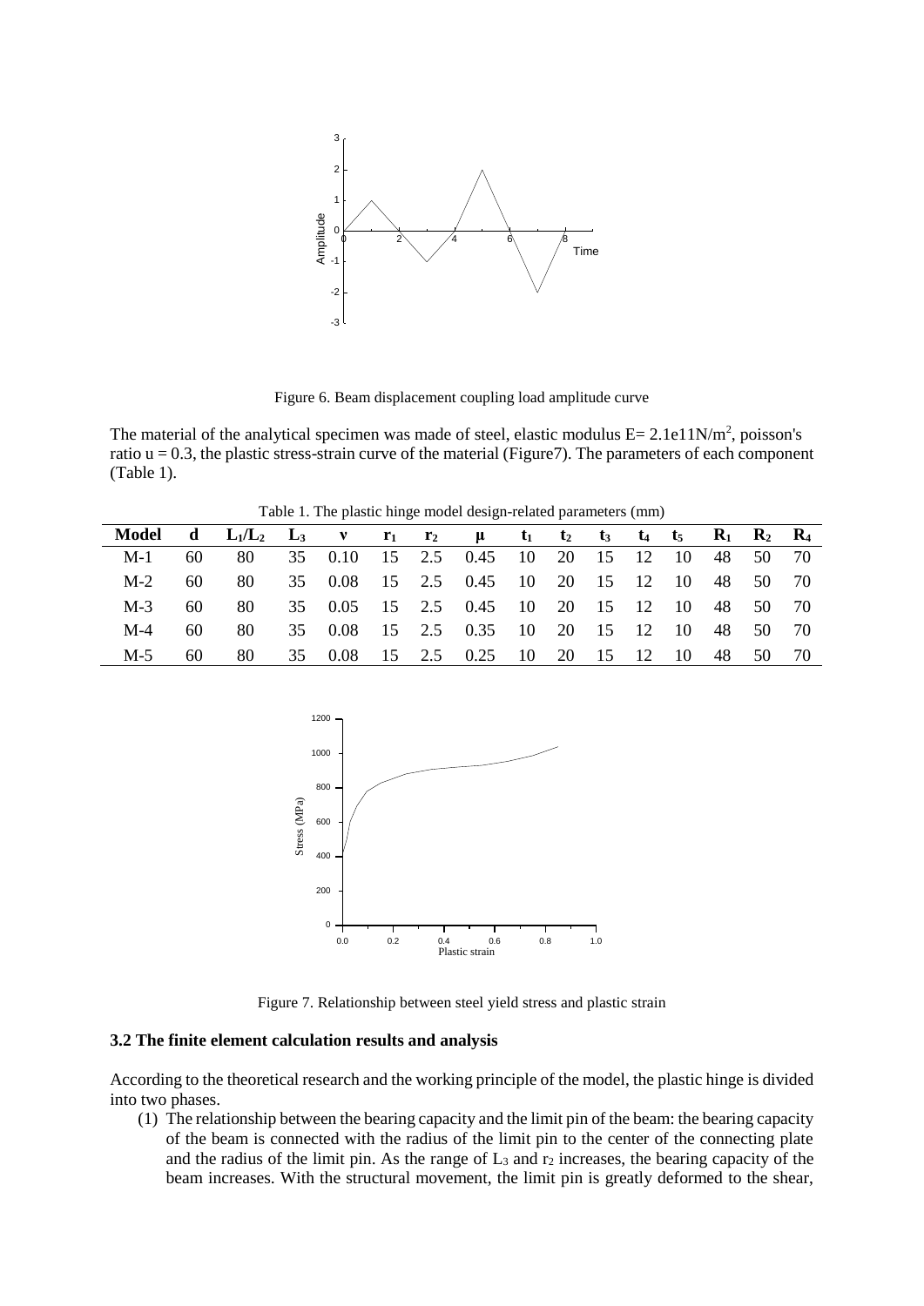Figure 6. Beam displacement coupling load amplitude curve

The material of the analytical specimen was made of steel, elastic modulus E= 2.1e11N/m$^2$, poisson's ratio u = 0.3, the plastic stress-strain curve of the material (Figure7). The parameters of each component (Table 1).

Table 1. The plastic hinge model design-related parameters (mm)

| Model | d | $L_1/L_2$ | $L_3$ | ν | $r_1$ | $r_2$ | μ | $t_1$ | $t_2$ | $t_3$ | $t_4$ | $t_5$ | $R_1$ | $R_2$ | $R_4$ |
|---|---|---|---|---|---|---|---|---|---|---|---|---|---|---|---|
| M-1 | 60 | 80 | 35 | 0.10 | 15 | 2.5 | 0.45 | 10 | 20 | 15 | 12 | 10 | 48 | 50 | 70 |
| M-2 | 60 | 80 | 35 | 0.08 | 15 | 2.5 | 0.45 | 10 | 20 | 15 | 12 | 10 | 48 | 50 | 70 |
| M-3 | 60 | 80 | 35 | 0.05 | 15 | 2.5 | 0.45 | 10 | 20 | 15 | 12 | 10 | 48 | 50 | 70 |
| M-4 | 60 | 80 | 35 | 0.08 | 15 | 2.5 | 0.35 | 10 | 20 | 15 | 12 | 10 | 48 | 50 | 70 |
| M-5 | 60 | 80 | 35 | 0.08 | 15 | 2.5 | 0.25 | 10 | 20 | 15 | 12 | 10 | 48 | 50 | 70 |

Figure 7. Relationship between steel yield stress and plastic strain

### 3.2 The finite element calculation results and analysis

According to the theoretical research and the working principle of the model, the plastic hinge is divided into two phases.

(1) The relationship between the bearing capacity and the limit pin of the beam: the bearing capacity of the beam is connected with the radius of the limit pin to the center of the connecting plate and the radius of the limit pin. As the range of $L_3$ and $r_2$ increases, the bearing capacity of the beam increases. With the structural movement, the limit pin is greatly deformed to the shear,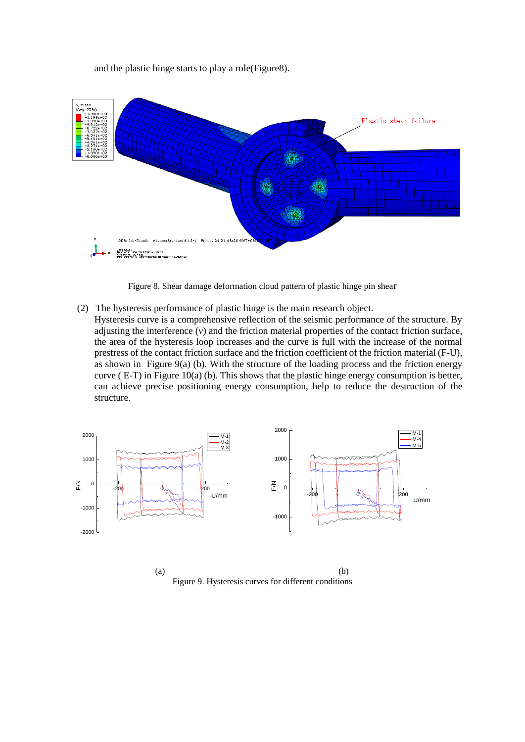and the plastic hinge starts to play a role(Figure8).

Figure 8. Shear damage deformation cloud pattern of plastic hinge pin shear

(2) The hysteresis performance of plastic hinge is the main research object.

Hysteresis curve is a comprehensive reflection of the seismic performance of the structure. By adjusting the interference (v) and the friction material properties of the contact friction surface, the area of the hysteresis loop increases and the curve is full with the increase of the normal prestress of the contact friction surface and the friction coefficient of the friction material (F-U), as shown in Figure 9(a) (b). With the structure of the loading process and the friction energy curve ( E-T) in Figure 10(a) (b). This shows that the plastic hinge energy consumption is better, can achieve precise positioning energy consumption, help to reduce the destruction of the structure.

(a) (b)

Figure 9. Hysteresis curves for different conditions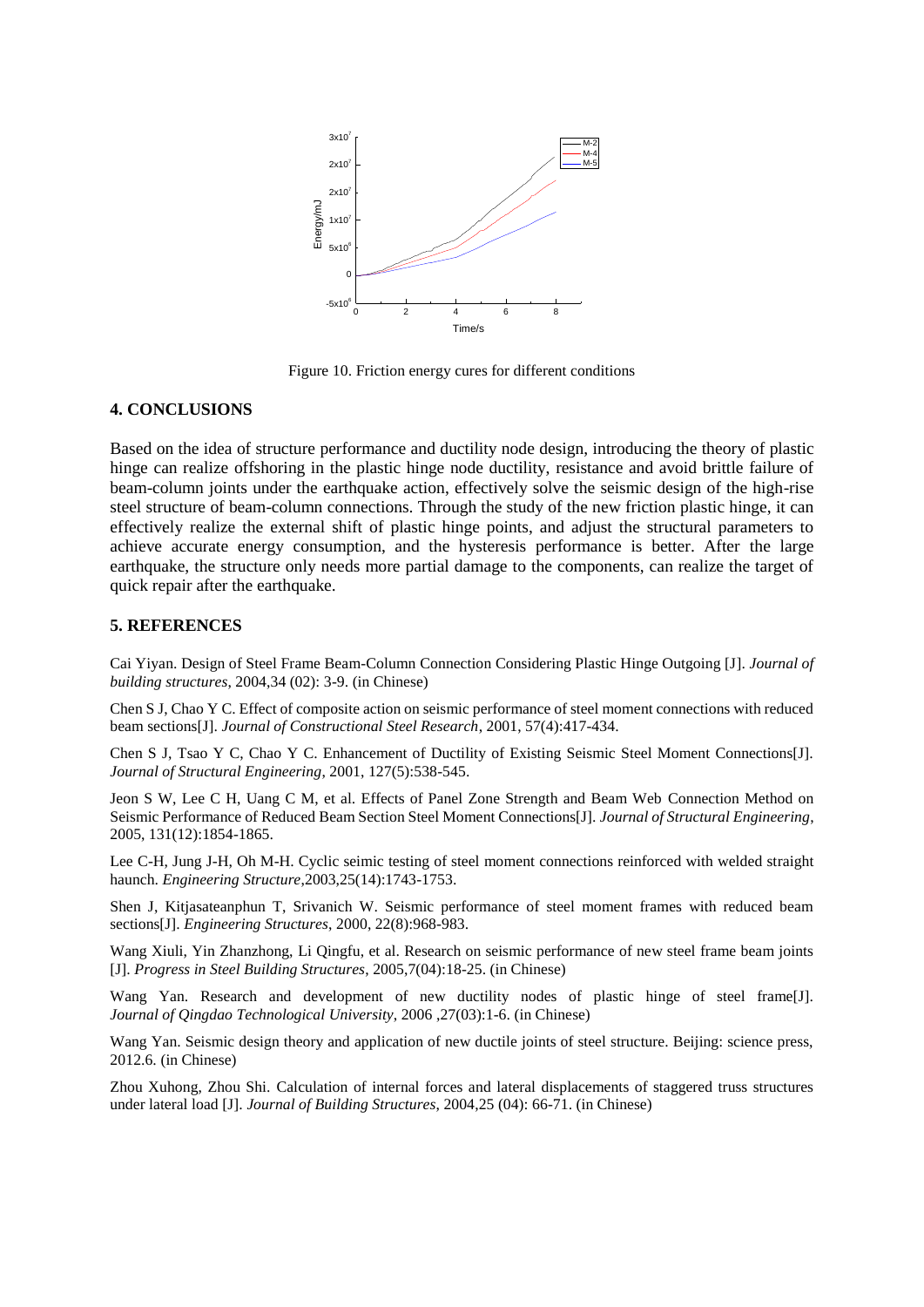3x10^7

2x10^7

2x10^7

1x10^7

5x10^6

0

-5x10^6

Energy/mJ

0 2 4 6 8

Time/s

M-2
M-4
M-5

Figure 10. Friction energy cures for different conditions

## 4. CONCLUSIONS

Based on the idea of structure performance and ductility node design, introducing the theory of plastic hinge can realize offshoring in the plastic hinge node ductility, resistance and avoid brittle failure of beam-column joints under the earthquake action, effectively solve the seismic design of the high-rise steel structure of beam-column connections. Through the study of the new friction plastic hinge, it can effectively realize the external shift of plastic hinge points, and adjust the structural parameters to achieve accurate energy consumption, and the hysteresis performance is better. After the large earthquake, the structure only needs more partial damage to the components, can realize the target of quick repair after the earthquake.

## 5. REFERENCES

Cai Yiyan. Design of Steel Frame Beam-Column Connection Considering Plastic Hinge Outgoing [J]. *Journal of building structures*, 2004,34 (02): 3-9. (in Chinese)

Chen S J, Chao Y C. Effect of composite action on seismic performance of steel moment connections with reduced beam sections[J]. *Journal of Constructional Steel Research*, 2001, 57(4):417-434.

Chen S J, Tsao Y C, Chao Y C. Enhancement of Ductility of Existing Seismic Steel Moment Connections[J]. *Journal of Structural Engineering*, 2001, 127(5):538-545.

Jeon S W, Lee C H, Uang C M, et al. Effects of Panel Zone Strength and Beam Web Connection Method on Seismic Performance of Reduced Beam Section Steel Moment Connections[J]. *Journal of Structural Engineering*, 2005, 131(12):1854-1865.

Lee C-H, Jung J-H, Oh M-H. Cyclic seimic testing of steel moment connections reinforced with welded straight haunch. *Engineering Structure*,2003,25(14):1743-1753.

Shen J, Kitjasateanphun T, Srivanich W. Seismic performance of steel moment frames with reduced beam sections[J]. *Engineering Structures*, 2000, 22(8):968-983.

Wang Xiuli, Yin Zhanzhong, Li Qingfu, et al. Research on seismic performance of new steel frame beam joints [J]. *Progress in Steel Building Structures*, 2005,7(04):18-25. (in Chinese)

Wang Yan. Research and development of new ductility nodes of plastic hinge of steel frame[J]. *Journal of Qingdao Technological University*, 2006 ,27(03):1-6. (in Chinese)

Wang Yan. Seismic design theory and application of new ductile joints of steel structure. Beijing: science press, 2012.6. (in Chinese)

Zhou Xuhong, Zhou Shi. Calculation of internal forces and lateral displacements of staggered truss structures under lateral load [J]. *Journal of Building Structures*, 2004,25 (04): 66-71. (in Chinese)